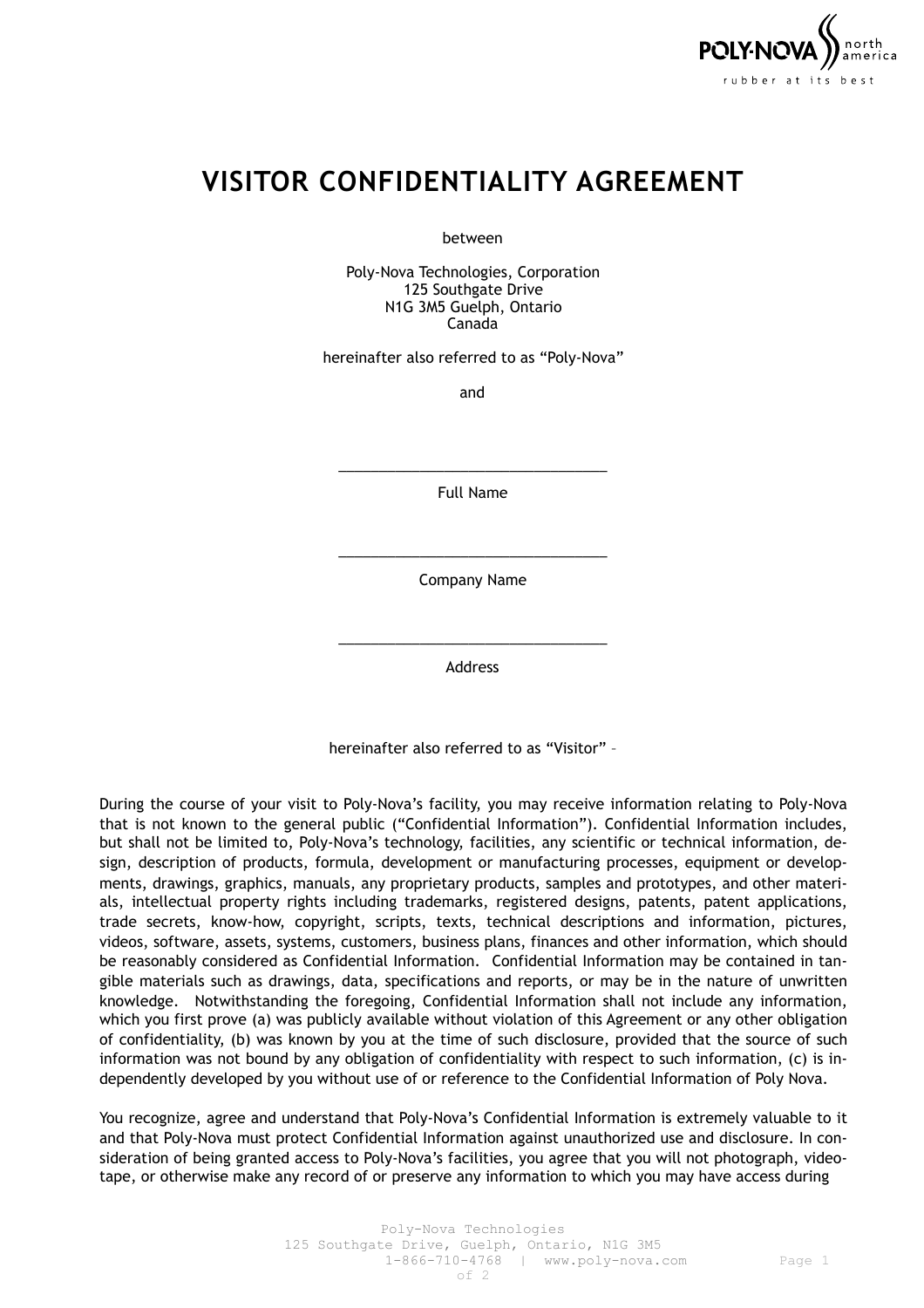# VISITOR CONFIDENTIALITY AGREEMENT

between

Poly-Nova Technologies, Corporation
125 Southgate Drive
N1G 3M5 Guelph, Ontario
Canada

hereinafter also referred to as "Poly-Nova"

and

\_\_\_\_\_\_\_\_\_\_\_\_\_\_\_\_\_\_\_\_\_\_\_\_\_\_\_\_\_\_\_\_

Full Name

\_\_\_\_\_\_\_\_\_\_\_\_\_\_\_\_\_\_\_\_\_\_\_\_\_\_\_\_\_\_\_\_

Company Name

\_\_\_\_\_\_\_\_\_\_\_\_\_\_\_\_\_\_\_\_\_\_\_\_\_\_\_\_\_\_\_\_

Address

hereinafter also referred to as "Visitor" –

During the course of your visit to Poly-Nova's facility, you may receive information relating to Poly-Nova that is not known to the general public ("Confidential Information"). Confidential Information includes, but shall not be limited to, Poly-Nova's technology, facilities, any scientific or technical information, design, description of products, formula, development or manufacturing processes, equipment or developments, drawings, graphics, manuals, any proprietary products, samples and prototypes, and other materials, intellectual property rights including trademarks, registered designs, patents, patent applications, trade secrets, know-how, copyright, scripts, texts, technical descriptions and information, pictures, videos, software, assets, systems, customers, business plans, finances and other information, which should be reasonably considered as Confidential Information. Confidential Information may be contained in tangible materials such as drawings, data, specifications and reports, or may be in the nature of unwritten knowledge. Notwithstanding the foregoing, Confidential Information shall not include any information, which you first prove (a) was publicly available without violation of this Agreement or any other obligation of confidentiality, (b) was known by you at the time of such disclosure, provided that the source of such information was not bound by any obligation of confidentiality with respect to such information, (c) is independently developed by you without use of or reference to the Confidential Information of Poly Nova.

You recognize, agree and understand that Poly-Nova's Confidential Information is extremely valuable to it and that Poly-Nova must protect Confidential Information against unauthorized use and disclosure. In consideration of being granted access to Poly-Nova's facilities, you agree that you will not photograph, videotape, or otherwise make any record of or preserve any information to which you may have access during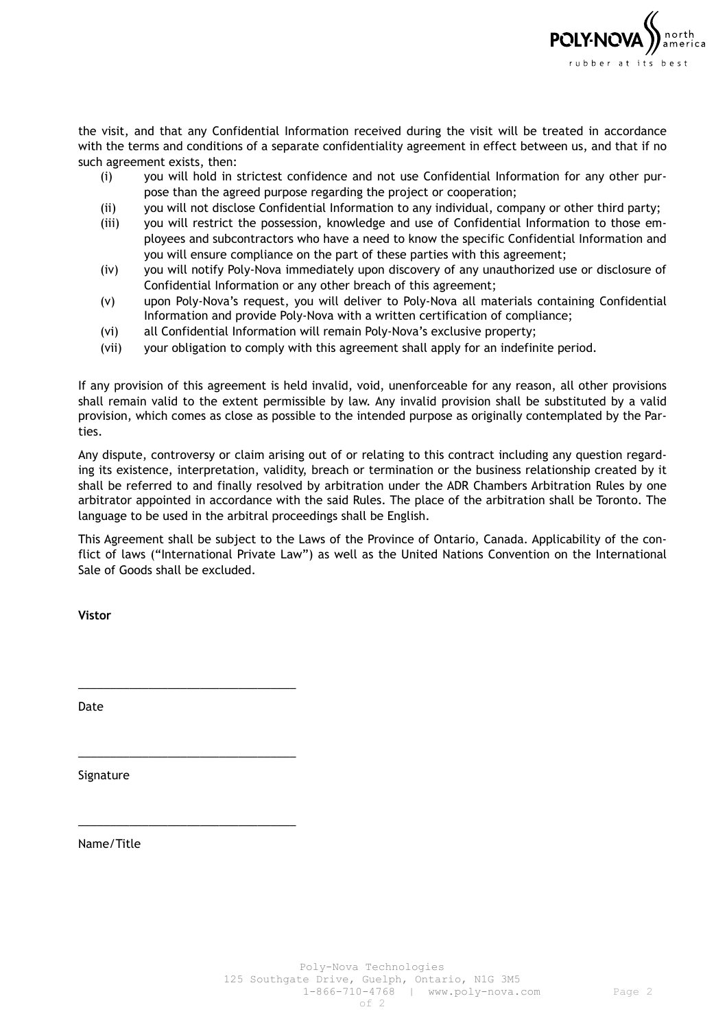the visit, and that any Confidential Information received during the visit will be treated in accordance with the terms and conditions of a separate confidentiality agreement in effect between us, and that if no such agreement exists, then:

(i) you will hold in strictest confidence and not use Confidential Information for any other purpose than the agreed purpose regarding the project or cooperation;

(ii) you will not disclose Confidential Information to any individual, company or other third party;

(iii) you will restrict the possession, knowledge and use of Confidential Information to those employees and subcontractors who have a need to know the specific Confidential Information and you will ensure compliance on the part of these parties with this agreement;

(iv) you will notify Poly-Nova immediately upon discovery of any unauthorized use or disclosure of Confidential Information or any other breach of this agreement;

(v) upon Poly-Nova's request, you will deliver to Poly-Nova all materials containing Confidential Information and provide Poly-Nova with a written certification of compliance;

(vi) all Confidential Information will remain Poly-Nova's exclusive property;

(vii) your obligation to comply with this agreement shall apply for an indefinite period.

If any provision of this agreement is held invalid, void, unenforceable for any reason, all other provisions shall remain valid to the extent permissible by law. Any invalid provision shall be substituted by a valid provision, which comes as close as possible to the intended purpose as originally contemplated by the Parties.

Any dispute, controversy or claim arising out of or relating to this contract including any question regarding its existence, interpretation, validity, breach or termination or the business relationship created by it shall be referred to and finally resolved by arbitration under the ADR Chambers Arbitration Rules by one arbitrator appointed in accordance with the said Rules. The place of the arbitration shall be Toronto. The language to be used in the arbitral proceedings shall be English.

This Agreement shall be subject to the Laws of the Province of Ontario, Canada. Applicability of the conflict of laws ("International Private Law") as well as the United Nations Convention on the International Sale of Goods shall be excluded.

**Vistor**

\_\_\_\_\_\_\_\_\_\_\_\_\_\_\_\_\_\_\_\_\_\_\_\_\_\_\_\_\_\_\_\_

Date

\_\_\_\_\_\_\_\_\_\_\_\_\_\_\_\_\_\_\_\_\_\_\_\_\_\_\_\_\_\_\_\_

Signature

\_\_\_\_\_\_\_\_\_\_\_\_\_\_\_\_\_\_\_\_\_\_\_\_\_\_\_\_\_\_\_\_

Name/Title

Poly-Nova Technologies
125 Southgate Drive, Guelph, Ontario, N1G 3M5
1-866-710-4768 | www.poly-nova.com